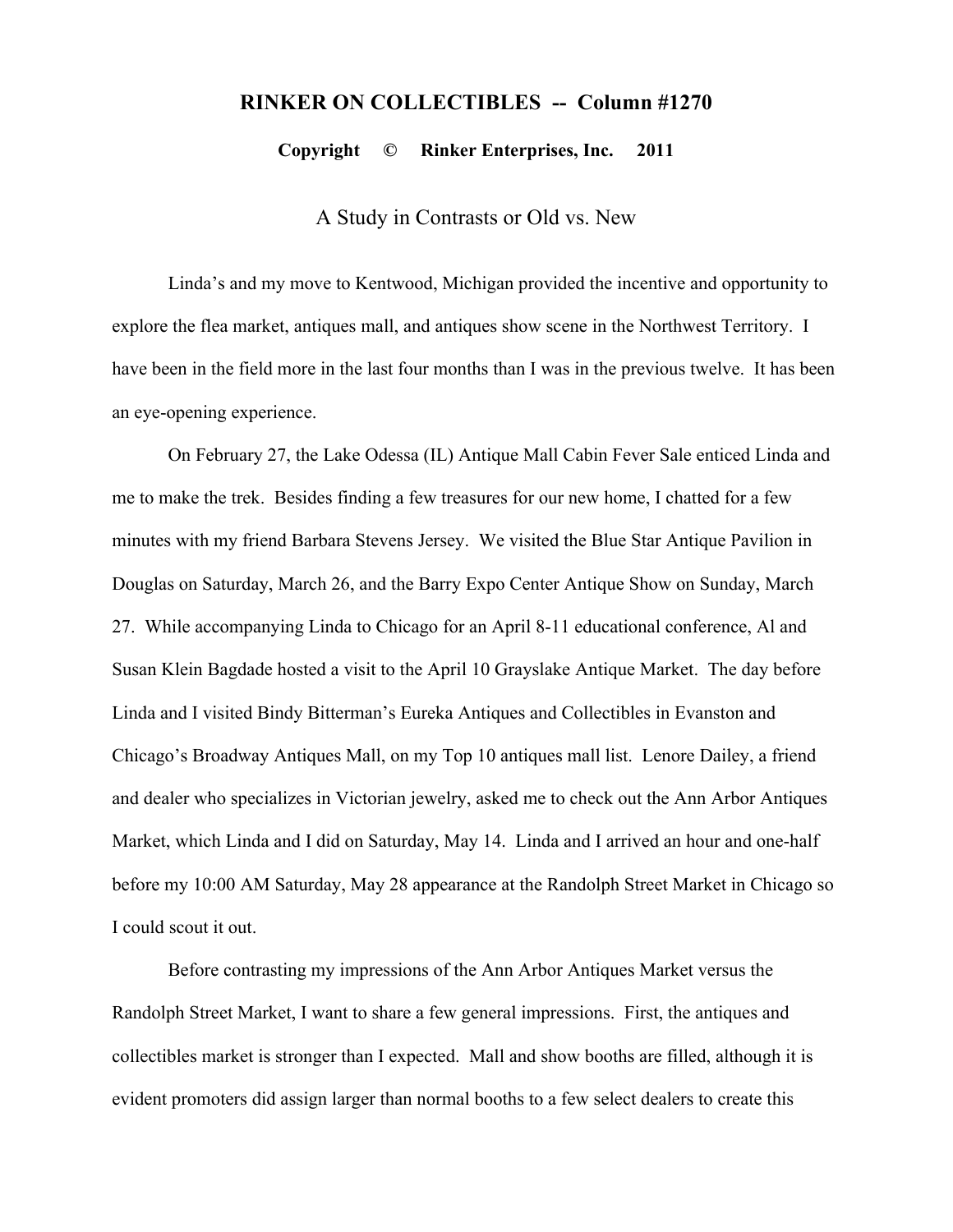# RINKER ON COLLECTIBLES -- Column #1270

**Copyright © Rinker Enterprises, Inc. 2011**

## A Study in Contrasts or Old vs. New

Linda's and my move to Kentwood, Michigan provided the incentive and opportunity to explore the flea market, antiques mall, and antiques show scene in the Northwest Territory. I have been in the field more in the last four months than I was in the previous twelve. It has been an eye-opening experience.

On February 27, the Lake Odessa (IL) Antique Mall Cabin Fever Sale enticed Linda and me to make the trek. Besides finding a few treasures for our new home, I chatted for a few minutes with my friend Barbara Stevens Jersey. We visited the Blue Star Antique Pavilion in Douglas on Saturday, March 26, and the Barry Expo Center Antique Show on Sunday, March 27. While accompanying Linda to Chicago for an April 8-11 educational conference, Al and Susan Klein Bagdade hosted a visit to the April 10 Grayslake Antique Market. The day before Linda and I visited Bindy Bitterman's Eureka Antiques and Collectibles in Evanston and Chicago's Broadway Antiques Mall, on my Top 10 antiques mall list. Lenore Dailey, a friend and dealer who specializes in Victorian jewelry, asked me to check out the Ann Arbor Antiques Market, which Linda and I did on Saturday, May 14. Linda and I arrived an hour and one-half before my 10:00 AM Saturday, May 28 appearance at the Randolph Street Market in Chicago so I could scout it out.

Before contrasting my impressions of the Ann Arbor Antiques Market versus the Randolph Street Market, I want to share a few general impressions. First, the antiques and collectibles market is stronger than I expected. Mall and show booths are filled, although it is evident promoters did assign larger than normal booths to a few select dealers to create this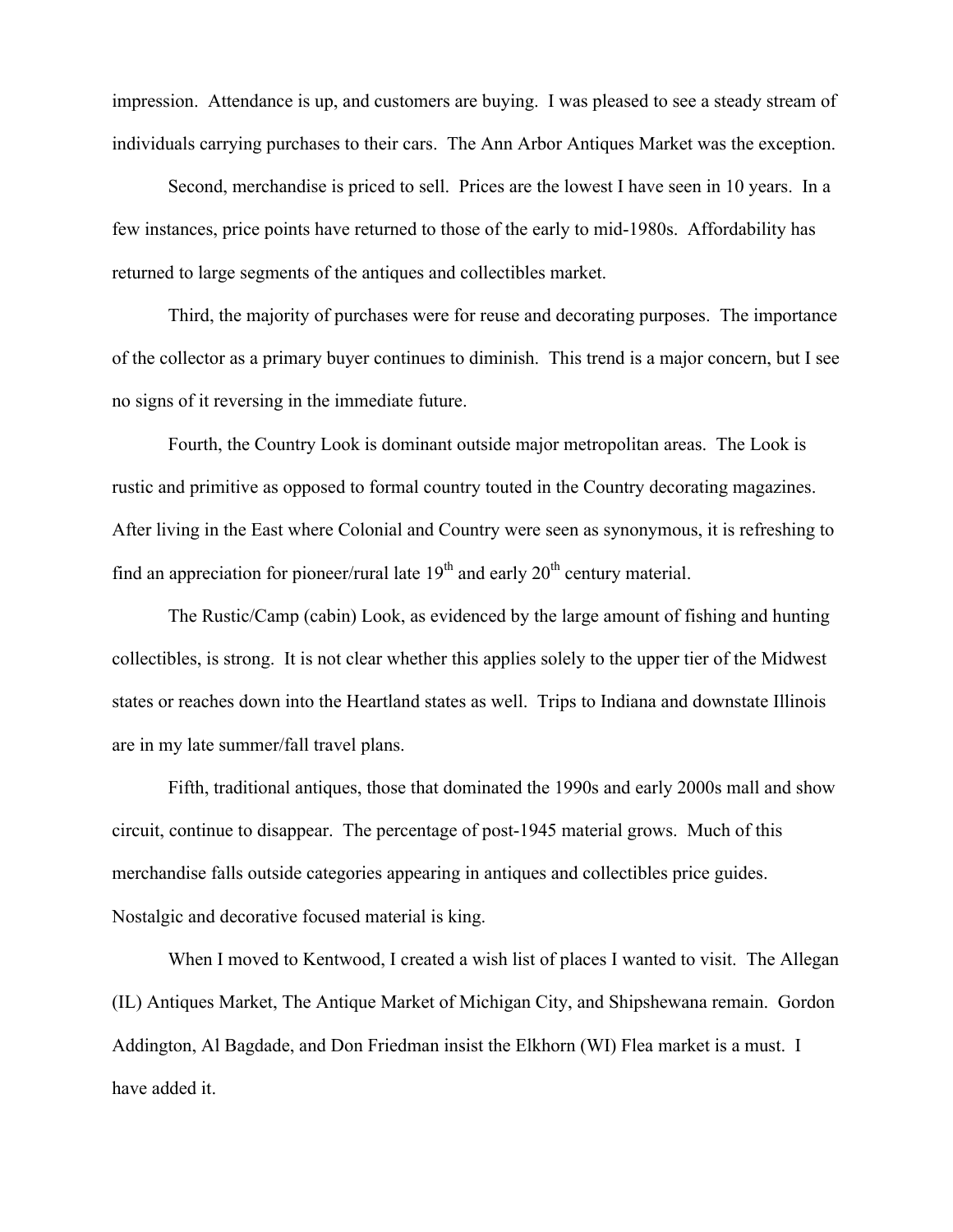impression. Attendance is up, and customers are buying. I was pleased to see a steady stream of individuals carrying purchases to their cars. The Ann Arbor Antiques Market was the exception.

Second, merchandise is priced to sell. Prices are the lowest I have seen in 10 years. In a few instances, price points have returned to those of the early to mid-1980s. Affordability has returned to large segments of the antiques and collectibles market.

Third, the majority of purchases were for reuse and decorating purposes. The importance of the collector as a primary buyer continues to diminish. This trend is a major concern, but I see no signs of it reversing in the immediate future.

Fourth, the Country Look is dominant outside major metropolitan areas. The Look is rustic and primitive as opposed to formal country touted in the Country decorating magazines. After living in the East where Colonial and Country were seen as synonymous, it is refreshing to find an appreciation for pioneer/rural late 19th and early 20th century material.

The Rustic/Camp (cabin) Look, as evidenced by the large amount of fishing and hunting collectibles, is strong. It is not clear whether this applies solely to the upper tier of the Midwest states or reaches down into the Heartland states as well. Trips to Indiana and downstate Illinois are in my late summer/fall travel plans.

Fifth, traditional antiques, those that dominated the 1990s and early 2000s mall and show circuit, continue to disappear. The percentage of post-1945 material grows. Much of this merchandise falls outside categories appearing in antiques and collectibles price guides. Nostalgic and decorative focused material is king.

When I moved to Kentwood, I created a wish list of places I wanted to visit. The Allegan (IL) Antiques Market, The Antique Market of Michigan City, and Shipshewana remain. Gordon Addington, Al Bagdade, and Don Friedman insist the Elkhorn (WI) Flea market is a must. I have added it.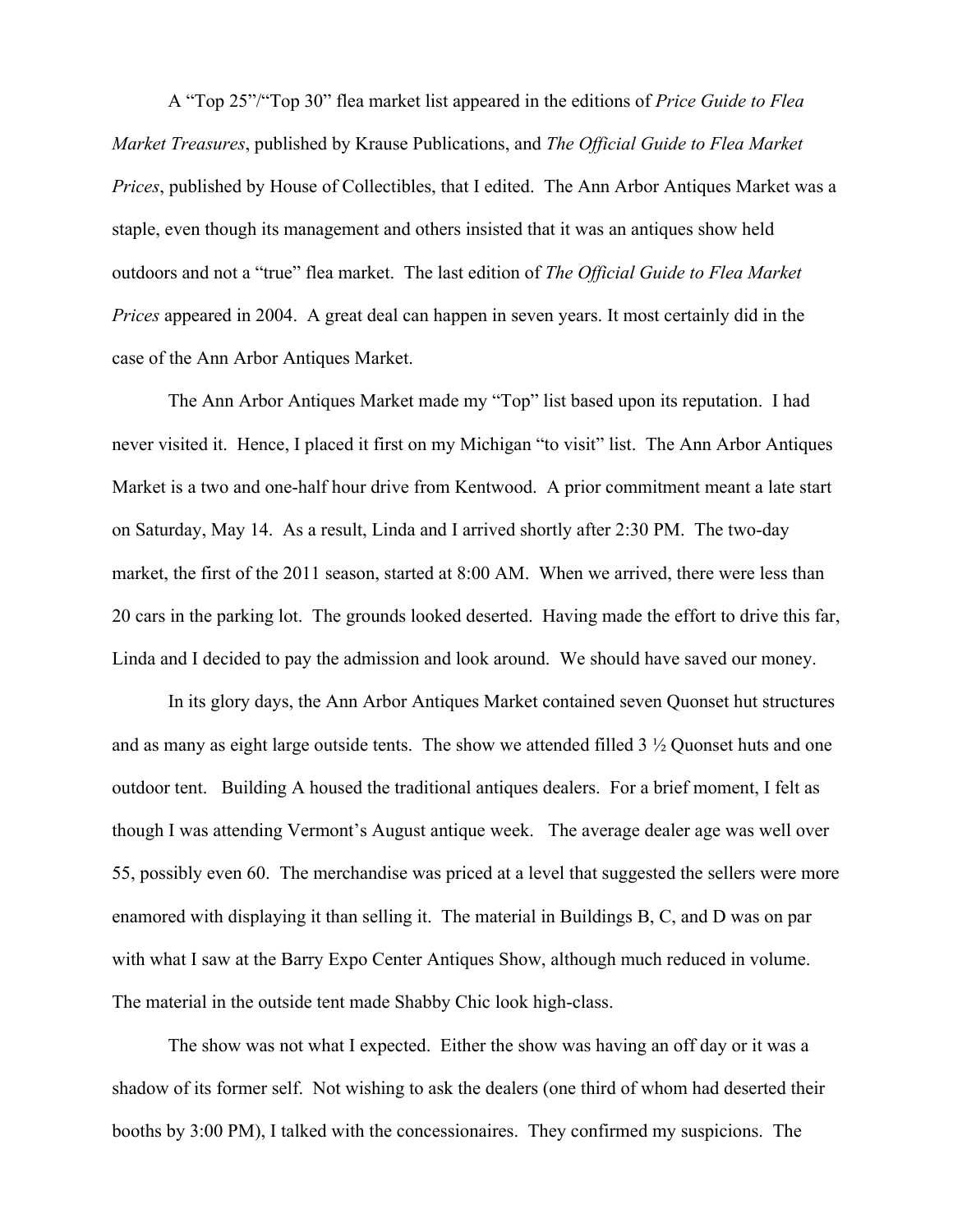A "Top 25"/"Top 30" flea market list appeared in the editions of *Price Guide to Flea Market Treasures*, published by Krause Publications, and *The Official Guide to Flea Market Prices*, published by House of Collectibles, that I edited. The Ann Arbor Antiques Market was a staple, even though its management and others insisted that it was an antiques show held outdoors and not a "true" flea market. The last edition of *The Official Guide to Flea Market Prices* appeared in 2004. A great deal can happen in seven years. It most certainly did in the case of the Ann Arbor Antiques Market.

The Ann Arbor Antiques Market made my "Top" list based upon its reputation. I had never visited it. Hence, I placed it first on my Michigan "to visit" list. The Ann Arbor Antiques Market is a two and one-half hour drive from Kentwood. A prior commitment meant a late start on Saturday, May 14. As a result, Linda and I arrived shortly after 2:30 PM. The two-day market, the first of the 2011 season, started at 8:00 AM. When we arrived, there were less than 20 cars in the parking lot. The grounds looked deserted. Having made the effort to drive this far, Linda and I decided to pay the admission and look around. We should have saved our money.

In its glory days, the Ann Arbor Antiques Market contained seven Quonset hut structures and as many as eight large outside tents. The show we attended filled 3 ½ Quonset huts and one outdoor tent. Building A housed the traditional antiques dealers. For a brief moment, I felt as though I was attending Vermont's August antique week. The average dealer age was well over 55, possibly even 60. The merchandise was priced at a level that suggested the sellers were more enamored with displaying it than selling it. The material in Buildings B, C, and D was on par with what I saw at the Barry Expo Center Antiques Show, although much reduced in volume. The material in the outside tent made Shabby Chic look high-class.

The show was not what I expected. Either the show was having an off day or it was a shadow of its former self. Not wishing to ask the dealers (one third of whom had deserted their booths by 3:00 PM), I talked with the concessionaires. They confirmed my suspicions. The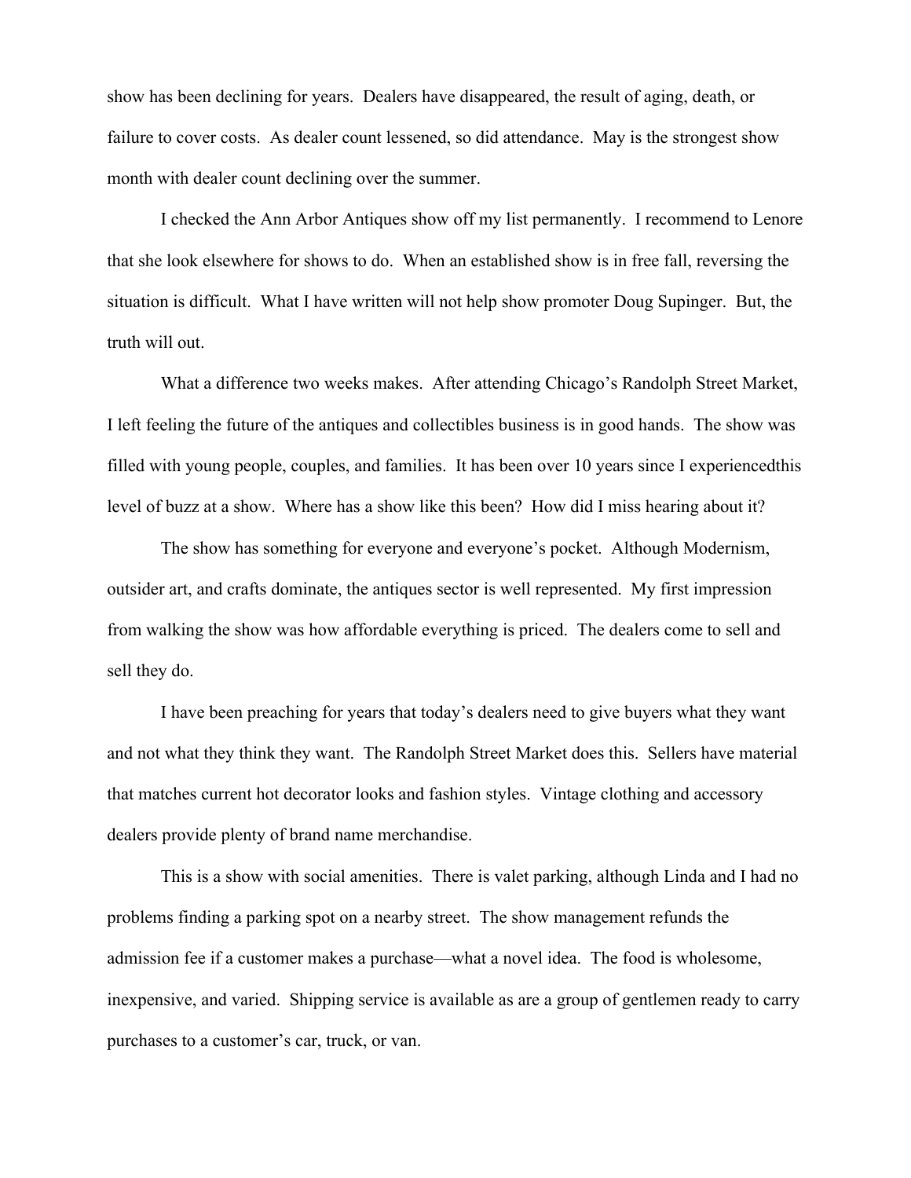show has been declining for years. Dealers have disappeared, the result of aging, death, or failure to cover costs. As dealer count lessened, so did attendance. May is the strongest show month with dealer count declining over the summer.

I checked the Ann Arbor Antiques show off my list permanently. I recommend to Lenore that she look elsewhere for shows to do. When an established show is in free fall, reversing the situation is difficult. What I have written will not help show promoter Doug Supinger. But, the truth will out.

What a difference two weeks makes. After attending Chicago's Randolph Street Market, I left feeling the future of the antiques and collectibles business is in good hands. The show was filled with young people, couples, and families. It has been over 10 years since I experiencedthis level of buzz at a show. Where has a show like this been? How did I miss hearing about it?

The show has something for everyone and everyone's pocket. Although Modernism, outsider art, and crafts dominate, the antiques sector is well represented. My first impression from walking the show was how affordable everything is priced. The dealers come to sell and sell they do.

I have been preaching for years that today's dealers need to give buyers what they want and not what they think they want. The Randolph Street Market does this. Sellers have material that matches current hot decorator looks and fashion styles. Vintage clothing and accessory dealers provide plenty of brand name merchandise.

This is a show with social amenities. There is valet parking, although Linda and I had no problems finding a parking spot on a nearby street. The show management refunds the admission fee if a customer makes a purchase—what a novel idea. The food is wholesome, inexpensive, and varied. Shipping service is available as are a group of gentlemen ready to carry purchases to a customer's car, truck, or van.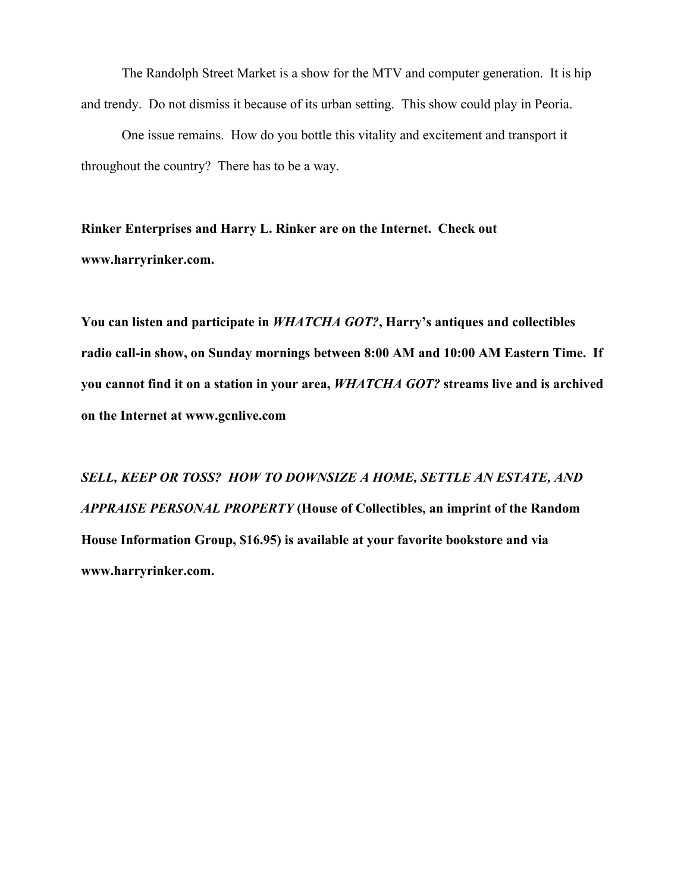The Randolph Street Market is a show for the MTV and computer generation. It is hip and trendy. Do not dismiss it because of its urban setting. This show could play in Peoria.

One issue remains. How do you bottle this vitality and excitement and transport it throughout the country? There has to be a way.

**Rinker Enterprises and Harry L. Rinker are on the Internet. Check out www.harryrinker.com.**

**You can listen and participate in *WHATCHA GOT?*, Harry's antiques and collectibles radio call-in show, on Sunday mornings between 8:00 AM and 10:00 AM Eastern Time. If you cannot find it on a station in your area, *WHATCHA GOT?* streams live and is archived on the Internet at www.gcnlive.com**

***SELL, KEEP OR TOSS? HOW TO DOWNSIZE A HOME, SETTLE AN ESTATE, AND APPRAISE PERSONAL PROPERTY* (House of Collectibles, an imprint of the Random House Information Group, $16.95) is available at your favorite bookstore and via www.harryrinker.com.**